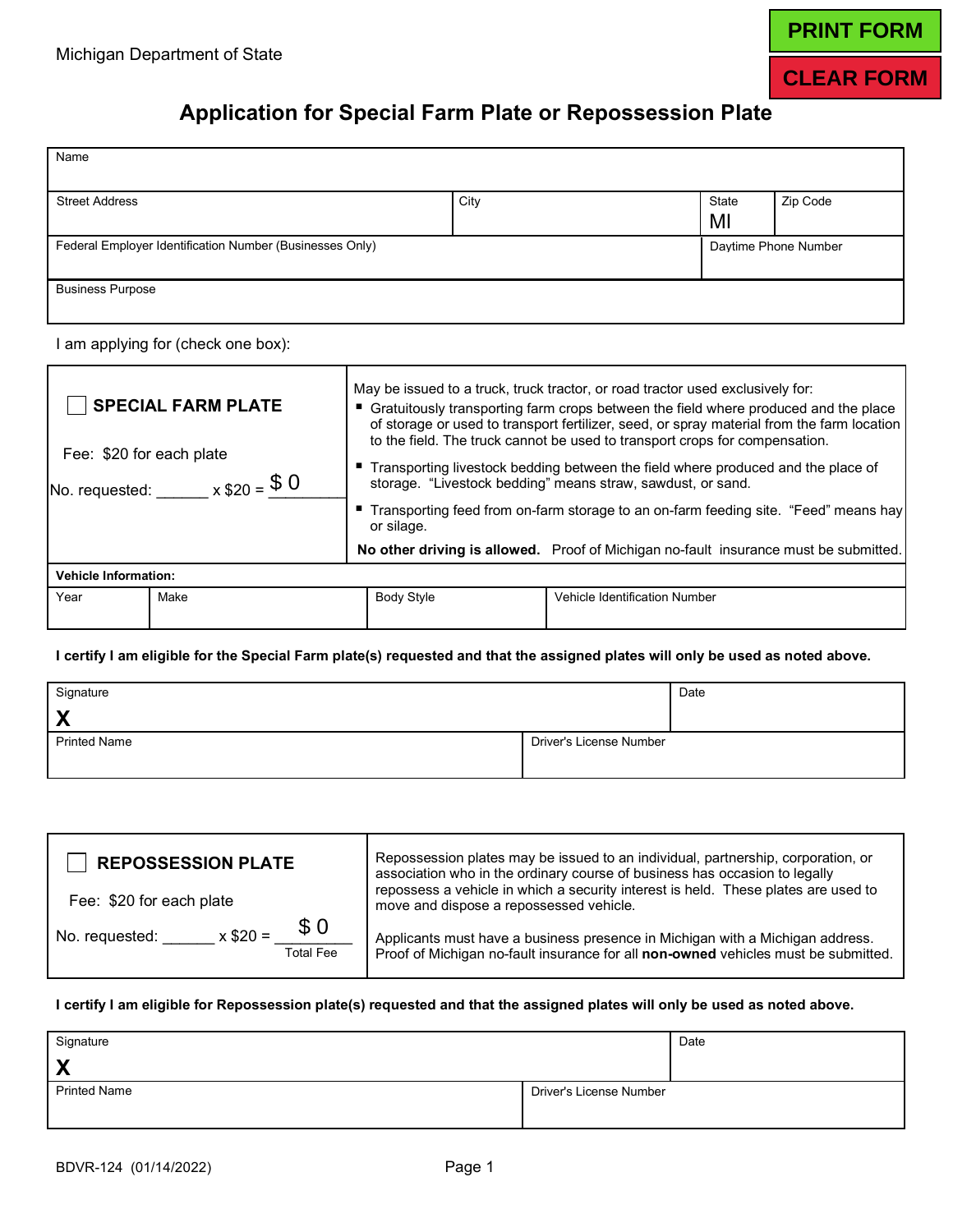Michigan Department of State

# Application for Special Farm Plate or Repossession Plate

| Name | | | |
|---|---|---|---|
| Street Address | City | State<br>MI | Zip Code |
| Federal Employer Identification Number (Businesses Only) | | Daytime Phone Number | |
| Business Purpose | | | |

I am applying for (check one box):

| ☐ **SPECIAL FARM PLATE**<br><br>Fee: $20 for each plate<br><br>No. requested: ______ x $20 = $ 0 | May be issued to a truck, truck tractor, or road tractor used exclusively for:<br>▪ Gratuitously transporting farm crops between the field where produced and the place of storage or used to transport fertilizer, seed, or spray material from the farm location to the field. The truck cannot be used to transport crops for compensation.<br>▪ Transporting livestock bedding between the field where produced and the place of storage. "Livestock bedding" means straw, sawdust, or sand.<br>▪ Transporting feed from on-farm storage to an on-farm feeding site. "Feed" means hay or silage.<br>**No other driving is allowed.** Proof of Michigan no-fault insurance must be submitted. |
|---|---|

**Vehicle Information:**

| Year | Make | Body Style | Vehicle Identification Number |
|---|---|---|---|
| | | | |

**I certify I am eligible for the Special Farm plate(s) requested and that the assigned plates will only be used as noted above.**

| Signature<br>**X** | Date |
|---|---|
| Printed Name | Driver's License Number |

| ☐ **REPOSSESSION PLATE**<br><br>Fee: $20 for each plate<br><br>No. requested: ______ x $20 = $ 0<br>Total Fee | Repossession plates may be issued to an individual, partnership, corporation, or association who in the ordinary course of business has occasion to legally repossess a vehicle in which a security interest is held. These plates are used to move and dispose a repossessed vehicle.<br><br>Applicants must have a business presence in Michigan with a Michigan address. Proof of Michigan no-fault insurance for all **non-owned** vehicles must be submitted. |
|---|---|

**I certify I am eligible for Repossession plate(s) requested and that the assigned plates will only be used as noted above.**

| Signature<br>**X** | Date |
|---|---|
| Printed Name | Driver's License Number |

BDVR-124 (01/14/2022)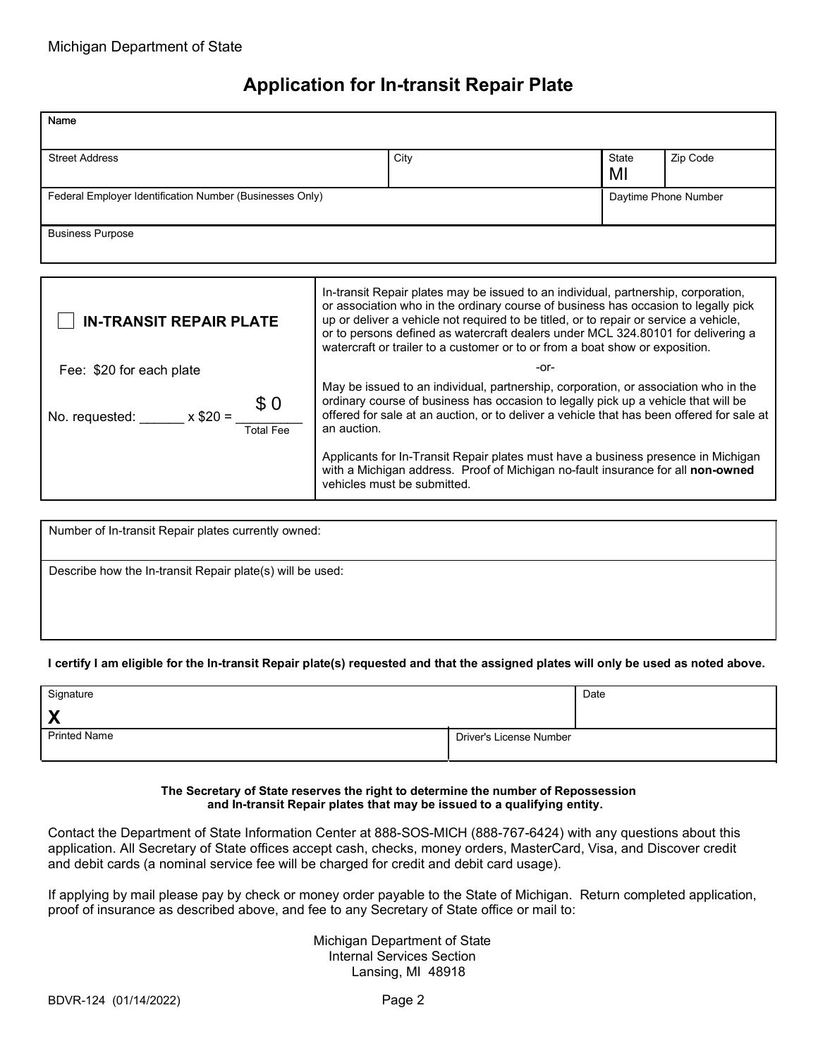Michigan Department of State

# Application for In-transit Repair Plate

| | | | |
|---|---|---|---|
| Name | | | |
| Street Address | City | State<br>MI | Zip Code |
| Federal Employer Identification Number (Businesses Only) | | Daytime Phone Number | |
| Business Purpose | | | |

| | |
|---|---|
| ☐ **IN-TRANSIT REPAIR PLATE**<br><br>Fee: $20 for each plate<br><br>No. requested: ______ x $20 = $ 0 Total Fee | In-transit Repair plates may be issued to an individual, partnership, corporation, or association who in the ordinary course of business has occasion to legally pick up or deliver a vehicle not required to be titled, or to repair or service a vehicle, or to persons defined as watercraft dealers under MCL 324.80101 for delivering a watercraft or trailer to a customer or to or from a boat show or exposition.<br><br>-or-<br><br>May be issued to an individual, partnership, corporation, or association who in the ordinary course of business has occasion to legally pick up a vehicle that will be offered for sale at an auction, or to deliver a vehicle that has been offered for sale at an auction.<br><br>Applicants for In-Transit Repair plates must have a business presence in Michigan with a Michigan address. Proof of Michigan no-fault insurance for all **non-owned** vehicles must be submitted. |

| |
|---|
| Number of In-transit Repair plates currently owned: |
| Describe how the In-transit Repair plate(s) will be used: |

**I certify I am eligible for the In-transit Repair plate(s) requested and that the assigned plates will only be used as noted above.**

| | |
|---|---|
| Signature<br>**X** | Date |
| Printed Name | Driver's License Number |

**The Secretary of State reserves the right to determine the number of Repossession and In-transit Repair plates that may be issued to a qualifying entity.**

Contact the Department of State Information Center at 888-SOS-MICH (888-767-6424) with any questions about this application. All Secretary of State offices accept cash, checks, money orders, MasterCard, Visa, and Discover credit and debit cards (a nominal service fee will be charged for credit and debit card usage).

If applying by mail please pay by check or money order payable to the State of Michigan. Return completed application, proof of insurance as described above, and fee to any Secretary of State office or mail to:

Michigan Department of State
Internal Services Section
Lansing, MI 48918

BDVR-124 (01/14/2022)